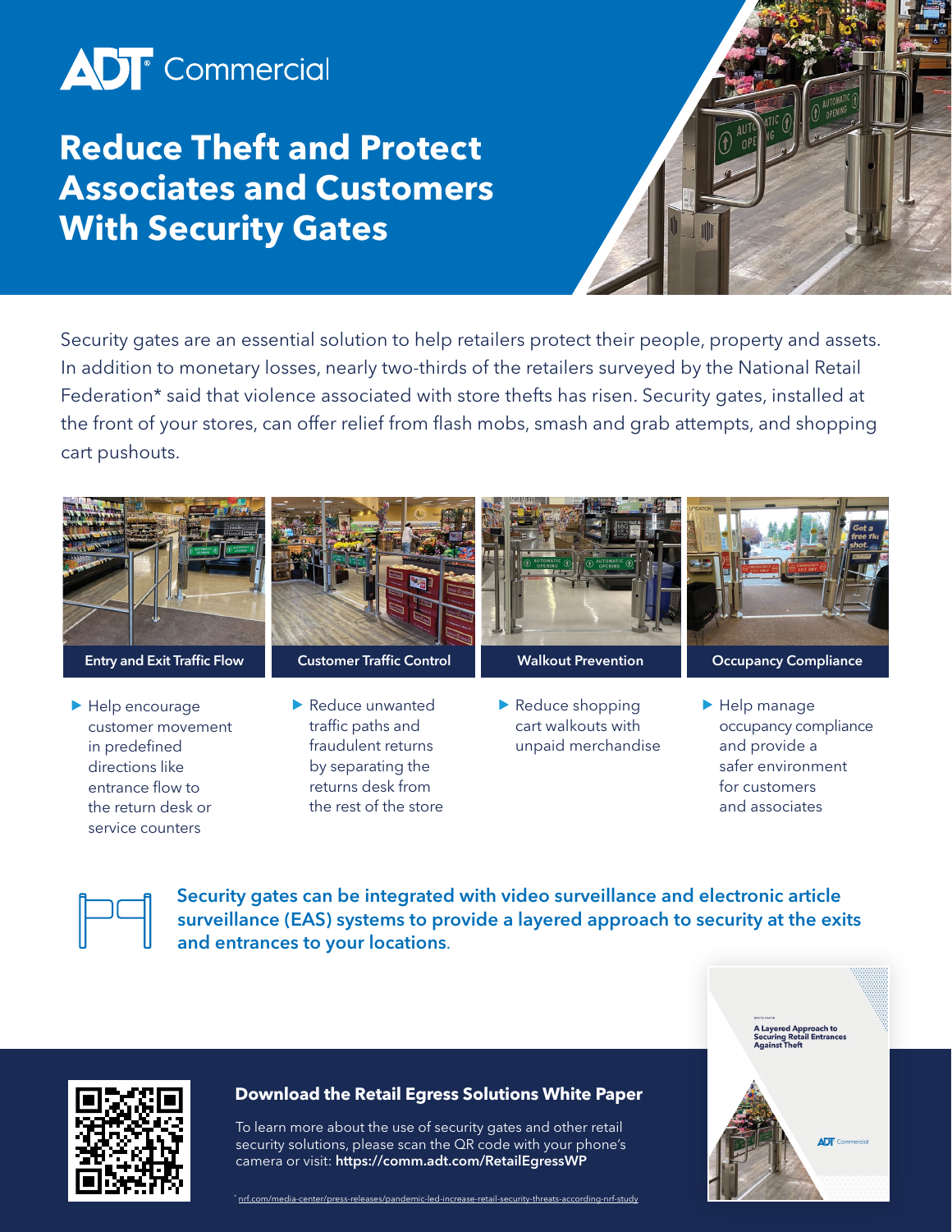ADT Commercial

# Reduce Theft and Protect Associates and Customers With Security Gates

Security gates are an essential solution to help retailers protect their people, property and assets. In addition to monetary losses, nearly two-thirds of the retailers surveyed by the National Retail Federation* said that violence associated with store thefts has risen. Security gates, installed at the front of your stores, can offer relief from flash mobs, smash and grab attempts, and shopping cart pushouts.

### Entry and Exit Traffic Flow

- Help encourage customer movement in predefined directions like entrance flow to the return desk or service counters

### Customer Traffic Control

- Reduce unwanted traffic paths and fraudulent returns by separating the returns desk from the rest of the store

### Walkout Prevention

- Reduce shopping cart walkouts with unpaid merchandise

### Occupancy Compliance

- Help manage occupancy compliance and provide a safer environment for customers and associates

**Security gates can be integrated with video surveillance and electronic article surveillance (EAS) systems to provide a layered approach to security at the exits and entrances to your locations.**

## Download the Retail Egress Solutions White Paper

To learn more about the use of security gates and other retail security solutions, please scan the QR code with your phone's camera or visit: **https://comm.adt.com/RetailEgressWP**

White Paper: A Layered Approach to Securing Retail Entrances Against Theft

* nrf.com/media-center/press-releases/pandemic-led-increase-retail-security-threats-according-nrf-study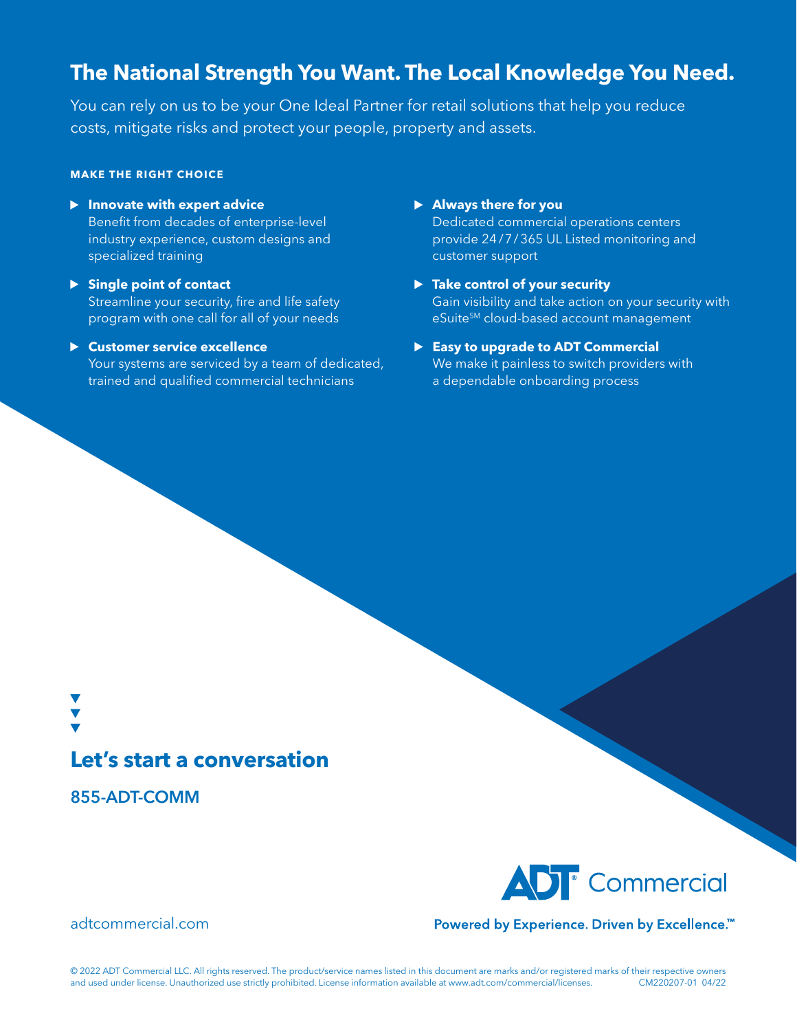# The National Strength You Want. The Local Knowledge You Need.

You can rely on us to be your One Ideal Partner for retail solutions that help you reduce costs, mitigate risks and protect your people, property and assets.

**MAKE THE RIGHT CHOICE**

- **Innovate with expert advice**
  Benefit from decades of enterprise-level industry experience, custom designs and specialized training
- **Single point of contact**
  Streamline your security, fire and life safety program with one call for all of your needs
- **Customer service excellence**
  Your systems are serviced by a team of dedicated, trained and qualified commercial technicians
- **Always there for you**
  Dedicated commercial operations centers provide 24/7/365 UL Listed monitoring and customer support
- **Take control of your security**
  Gain visibility and take action on your security with eSuite℠ cloud-based account management
- **Easy to upgrade to ADT Commercial**
  We make it painless to switch providers with a dependable onboarding process

## Let's start a conversation

**855-ADT-COMM**

ADT® Commercial

adtcommercial.com

Powered by Experience. Driven by Excellence.™

© 2022 ADT Commercial LLC. All rights reserved. The product/service names listed in this document are marks and/or registered marks of their respective owners and used under license. Unauthorized use strictly prohibited. License information available at www.adt.com/commercial/licenses. CM220207-01 04/22